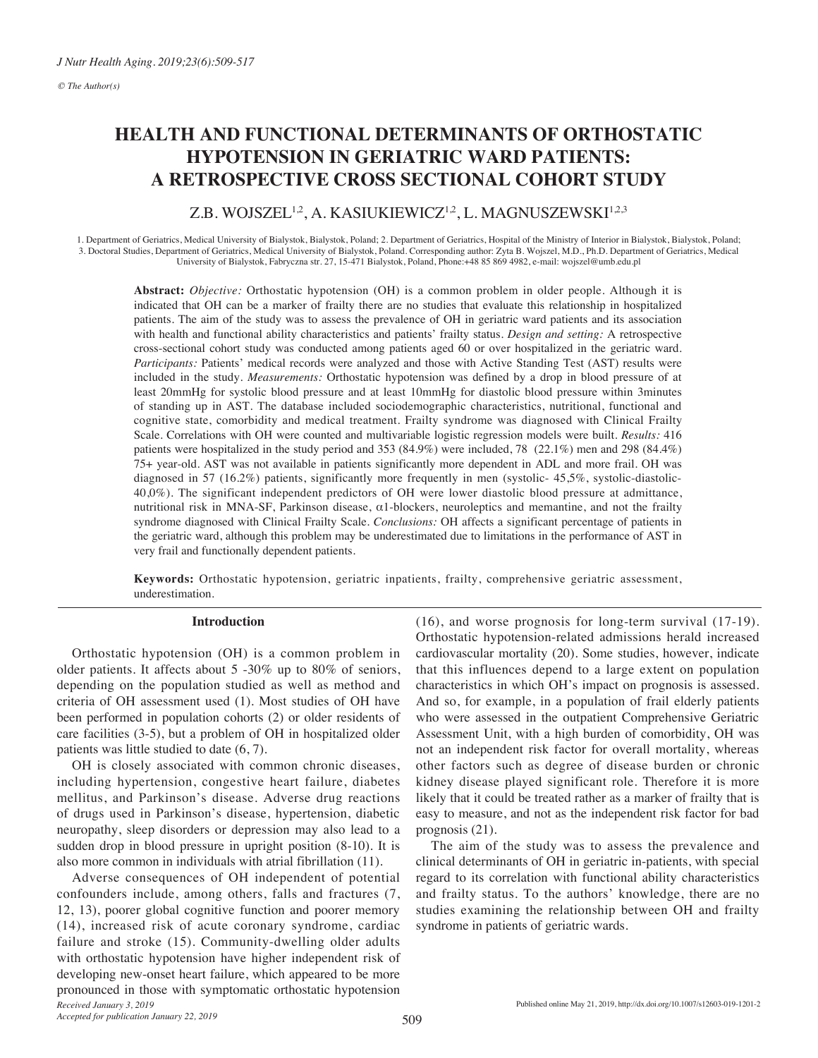# HEALTH AND FUNCTIONAL DETERMINANTS OF ORTHOSTATIC HYPOTENSION IN GERIATRIC WARD PATIENTS: A RETROSPECTIVE CROSS SECTIONAL COHORT STUDY

Z.B. WOJSZEL[1,2], A. KASIUKIEWICZ[1,2], L. MAGNUSZEWSKI[1,2,3]

1. Department of Geriatrics, Medical University of Bialystok, Bialystok, Poland; 2. Department of Geriatrics, Hospital of the Ministry of Interior in Bialystok, Bialystok, Poland; 3. Doctoral Studies, Department of Geriatrics, Medical University of Bialystok, Poland. Corresponding author: Zyta B. Wojszel, M.D., Ph.D. Department of Geriatrics, Medical University of Bialystok, Fabryczna str. 27, 15-471 Bialystok, Poland, Phone:+48 85 869 4982, e-mail: wojszel@umb.edu.pl

**Abstract:** *Objective:* Orthostatic hypotension (OH) is a common problem in older people. Although it is indicated that OH can be a marker of frailty there are no studies that evaluate this relationship in hospitalized patients. The aim of the study was to assess the prevalence of OH in geriatric ward patients and its association with health and functional ability characteristics and patients' frailty status. *Design and setting:* A retrospective cross-sectional cohort study was conducted among patients aged 60 or over hospitalized in the geriatric ward. *Participants:* Patients' medical records were analyzed and those with Active Standing Test (AST) results were included in the study. *Measurements:* Orthostatic hypotension was defined by a drop in blood pressure of at least 20mmHg for systolic blood pressure and at least 10mmHg for diastolic blood pressure within 3minutes of standing up in AST. The database included sociodemographic characteristics, nutritional, functional and cognitive state, comorbidity and medical treatment. Frailty syndrome was diagnosed with Clinical Frailty Scale. Correlations with OH were counted and multivariable logistic regression models were built. *Results:* 416 patients were hospitalized in the study period and 353 (84.9%) were included, 78 (22.1%) men and 298 (84.4%) 75+ year-old. AST was not available in patients significantly more dependent in ADL and more frail. OH was diagnosed in 57 (16.2%) patients, significantly more frequently in men (systolic- 45,5%, systolic-diastolic- 40,0%). The significant independent predictors of OH were lower diastolic blood pressure at admittance, nutritional risk in MNA-SF, Parkinson disease, α1-blockers, neuroleptics and memantine, and not the frailty syndrome diagnosed with Clinical Frailty Scale. *Conclusions:* OH affects a significant percentage of patients in the geriatric ward, although this problem may be underestimated due to limitations in the performance of AST in very frail and functionally dependent patients.

**Keywords:** Orthostatic hypotension, geriatric inpatients, frailty, comprehensive geriatric assessment, underestimation.

## Introduction

Orthostatic hypotension (OH) is a common problem in older patients. It affects about 5 -30% up to 80% of seniors, depending on the population studied as well as method and criteria of OH assessment used (1). Most studies of OH have been performed in population cohorts (2) or older residents of care facilities (3-5), but a problem of OH in hospitalized older patients was little studied to date (6, 7).

OH is closely associated with common chronic diseases, including hypertension, congestive heart failure, diabetes mellitus, and Parkinson's disease. Adverse drug reactions of drugs used in Parkinson's disease, hypertension, diabetic neuropathy, sleep disorders or depression may also lead to a sudden drop in blood pressure in upright position (8-10). It is also more common in individuals with atrial fibrillation (11).

Adverse consequences of OH independent of potential confounders include, among others, falls and fractures (7, 12, 13), poorer global cognitive function and poorer memory (14), increased risk of acute coronary syndrome, cardiac failure and stroke (15). Community-dwelling older adults with orthostatic hypotension have higher independent risk of developing new-onset heart failure, which appeared to be more pronounced in those with symptomatic orthostatic hypotension (16), and worse prognosis for long-term survival (17-19). Orthostatic hypotension-related admissions herald increased cardiovascular mortality (20). Some studies, however, indicate that this influences depend to a large extent on population characteristics in which OH's impact on prognosis is assessed. And so, for example, in a population of frail elderly patients who were assessed in the outpatient Comprehensive Geriatric Assessment Unit, with a high burden of comorbidity, OH was not an independent risk factor for overall mortality, whereas other factors such as degree of disease burden or chronic kidney disease played significant role. Therefore it is more likely that it could be treated rather as a marker of frailty that is easy to measure, and not as the independent risk factor for bad prognosis (21).

The aim of the study was to assess the prevalence and clinical determinants of OH in geriatric in-patients, with special regard to its correlation with functional ability characteristics and frailty status. To the authors' knowledge, there are no studies examining the relationship between OH and frailty syndrome in patients of geriatric wards.

*Received January 3, 2019*
*Accepted for publication January 22, 2019*

Published online May 21, 2019, http://dx.doi.org/10.1007/s12603-019-1201-2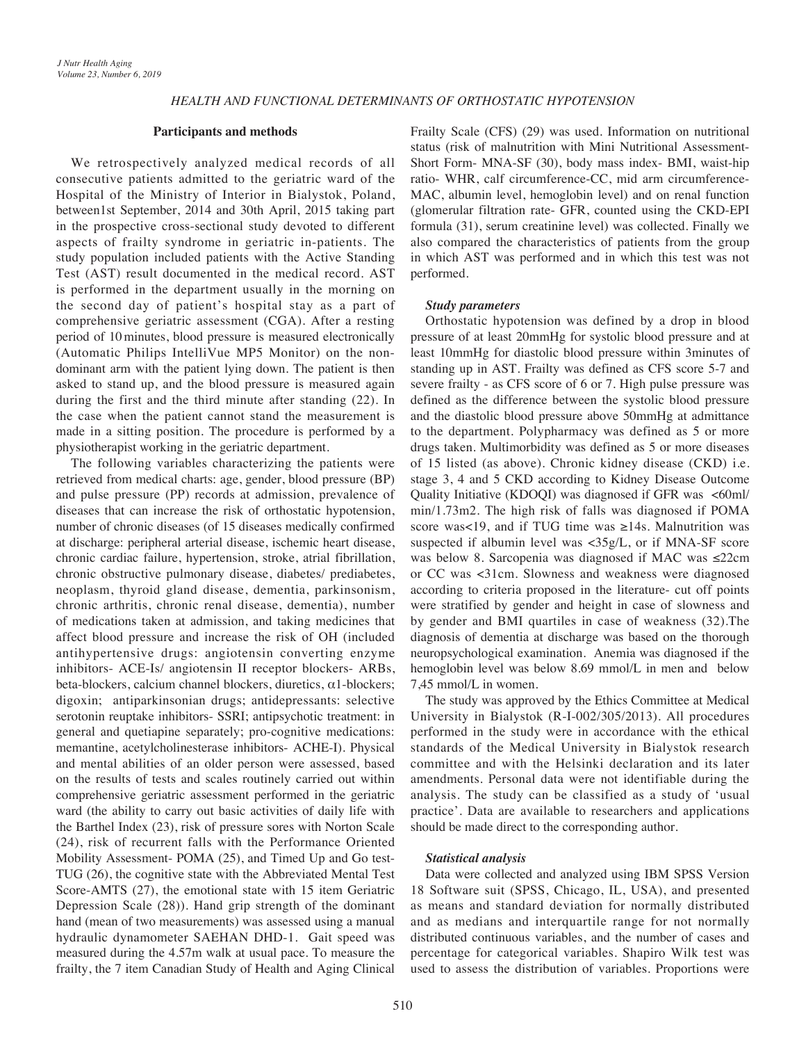### Participants and methods

We retrospectively analyzed medical records of all consecutive patients admitted to the geriatric ward of the Hospital of the Ministry of Interior in Bialystok, Poland, between1st September, 2014 and 30th April, 2015 taking part in the prospective cross-sectional study devoted to different aspects of frailty syndrome in geriatric in-patients. The study population included patients with the Active Standing Test (AST) result documented in the medical record. AST is performed in the department usually in the morning on the second day of patient's hospital stay as a part of comprehensive geriatric assessment (CGA). After a resting period of 10 minutes, blood pressure is measured electronically (Automatic Philips IntelliVue MP5 Monitor) on the non-dominant arm with the patient lying down. The patient is then asked to stand up, and the blood pressure is measured again during the first and the third minute after standing (22). In the case when the patient cannot stand the measurement is made in a sitting position. The procedure is performed by a physiotherapist working in the geriatric department.

The following variables characterizing the patients were retrieved from medical charts: age, gender, blood pressure (BP) and pulse pressure (PP) records at admission, prevalence of diseases that can increase the risk of orthostatic hypotension, number of chronic diseases (of 15 diseases medically confirmed at discharge: peripheral arterial disease, ischemic heart disease, chronic cardiac failure, hypertension, stroke, atrial fibrillation, chronic obstructive pulmonary disease, diabetes/ prediabetes, neoplasm, thyroid gland disease, dementia, parkinsonism, chronic arthritis, chronic renal disease, dementia), number of medications taken at admission, and taking medicines that affect blood pressure and increase the risk of OH (included antihypertensive drugs: angiotensin converting enzyme inhibitors- ACE-Is/ angiotensin II receptor blockers- ARBs, beta-blockers, calcium channel blockers, diuretics, $\alpha$1-blockers; digoxin; antiparkinsonian drugs; antidepressants: selective serotonin reuptake inhibitors- SSRI; antipsychotic treatment: in general and quetiapine separately; pro-cognitive medications: memantine, acetylcholinesterase inhibitors- ACHE-I). Physical and mental abilities of an older person were assessed, based on the results of tests and scales routinely carried out within comprehensive geriatric assessment performed in the geriatric ward (the ability to carry out basic activities of daily life with the Barthel Index (23), risk of pressure sores with Norton Scale (24), risk of recurrent falls with the Performance Oriented Mobility Assessment- POMA (25), and Timed Up and Go test-TUG (26), the cognitive state with the Abbreviated Mental Test Score-AMTS (27), the emotional state with 15 item Geriatric Depression Scale (28)). Hand grip strength of the dominant hand (mean of two measurements) was assessed using a manual hydraulic dynamometer SAEHAN DHD-1. Gait speed was measured during the 4.57m walk at usual pace. To measure the frailty, the 7 item Canadian Study of Health and Aging Clinical Frailty Scale (CFS) (29) was used. Information on nutritional status (risk of malnutrition with Mini Nutritional Assessment-Short Form- MNA-SF (30), body mass index- BMI, waist-hip ratio- WHR, calf circumference-CC, mid arm circumference-MAC, albumin level, hemoglobin level) and on renal function (glomerular filtration rate- GFR, counted using the CKD-EPI formula (31), serum creatinine level) was collected. Finally we also compared the characteristics of patients from the group in which AST was performed and in which this test was not performed.

#### *Study parameters*

Orthostatic hypotension was defined by a drop in blood pressure of at least 20mmHg for systolic blood pressure and at least 10mmHg for diastolic blood pressure within 3minutes of standing up in AST. Frailty was defined as CFS score 5-7 and severe frailty - as CFS score of 6 or 7. High pulse pressure was defined as the difference between the systolic blood pressure and the diastolic blood pressure above 50mmHg at admittance to the department. Polypharmacy was defined as 5 or more drugs taken. Multimorbidity was defined as 5 or more diseases of 15 listed (as above). Chronic kidney disease (CKD) i.e. stage 3, 4 and 5 CKD according to Kidney Disease Outcome Quality Initiative (KDOQI) was diagnosed if GFR was <60ml/min/1.73m2. The high risk of falls was diagnosed if POMA score was<19, and if TUG time was ≥14s. Malnutrition was suspected if albumin level was <35g/L, or if MNA-SF score was below 8. Sarcopenia was diagnosed if MAC was ≤22cm or CC was <31cm. Slowness and weakness were diagnosed according to criteria proposed in the literature- cut off points were stratified by gender and height in case of slowness and by gender and BMI quartiles in case of weakness (32).The diagnosis of dementia at discharge was based on the thorough neuropsychological examination. Anemia was diagnosed if the hemoglobin level was below 8.69 mmol/L in men and below 7,45 mmol/L in women.

The study was approved by the Ethics Committee at Medical University in Bialystok (R-I-002/305/2013). All procedures performed in the study were in accordance with the ethical standards of the Medical University in Bialystok research committee and with the Helsinki declaration and its later amendments. Personal data were not identifiable during the analysis. The study can be classified as a study of 'usual practice'. Data are available to researchers and applications should be made direct to the corresponding author.

#### *Statistical analysis*

Data were collected and analyzed using IBM SPSS Version 18 Software suit (SPSS, Chicago, IL, USA), and presented as means and standard deviation for normally distributed and as medians and interquartile range for not normally distributed continuous variables, and the number of cases and percentage for categorical variables. Shapiro Wilk test was used to assess the distribution of variables. Proportions were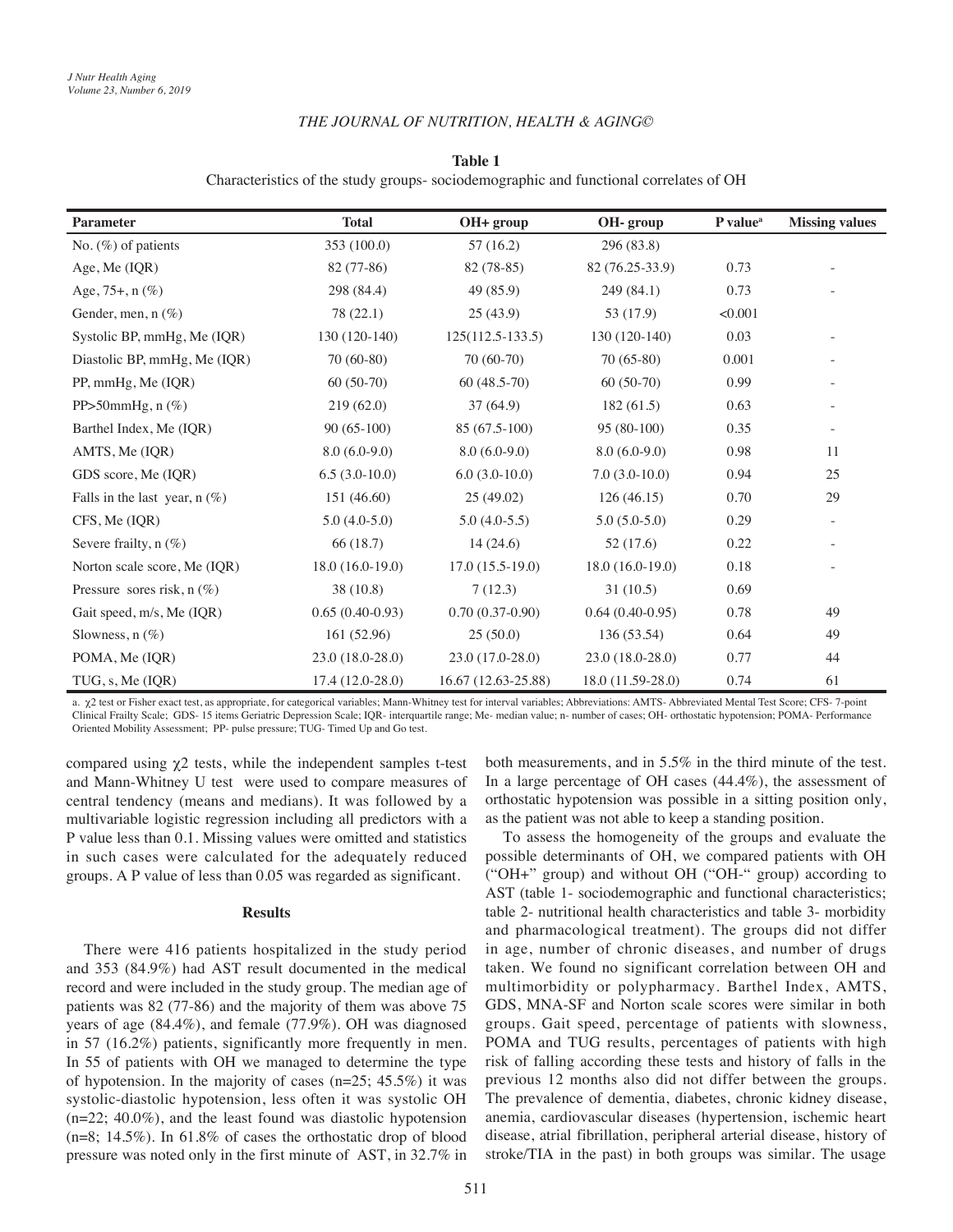**Table 1**
Characteristics of the study groups- sociodemographic and functional correlates of OH

| Parameter | Total | OH+ group | OH- group | P value[a] | Missing values |
|---|---|---|---|---|---|
| No. (%) of patients | 353 (100.0) | 57 (16.2) | 296 (83.8) | | |
| Age, Me (IQR) | 82 (77-86) | 82 (78-85) | 82 (76.25-33.9) | 0.73 | - |
| Age, 75+, n (%) | 298 (84.4) | 49 (85.9) | 249 (84.1) | 0.73 | - |
| Gender, men, n (%) | 78 (22.1) | 25 (43.9) | 53 (17.9) | <0.001 | |
| Systolic BP, mmHg, Me (IQR) | 130 (120-140) | 125(112.5-133.5) | 130 (120-140) | 0.03 | - |
| Diastolic BP, mmHg, Me (IQR) | 70 (60-80) | 70 (60-70) | 70 (65-80) | 0.001 | - |
| PP, mmHg, Me (IQR) | 60 (50-70) | 60 (48.5-70) | 60 (50-70) | 0.99 | - |
| PP>50mmHg, n (%) | 219 (62.0) | 37 (64.9) | 182 (61.5) | 0.63 | - |
| Barthel Index, Me (IQR) | 90 (65-100) | 85 (67.5-100) | 95 (80-100) | 0.35 | - |
| AMTS, Me (IQR) | 8.0 (6.0-9.0) | 8.0 (6.0-9.0) | 8.0 (6.0-9.0) | 0.98 | 11 |
| GDS score, Me (IQR) | 6.5 (3.0-10.0) | 6.0 (3.0-10.0) | 7.0 (3.0-10.0) | 0.94 | 25 |
| Falls in the last year, n (%) | 151 (46.60) | 25 (49.02) | 126 (46.15) | 0.70 | 29 |
| CFS, Me (IQR) | 5.0 (4.0-5.0) | 5.0 (4.0-5.5) | 5.0 (5.0-5.0) | 0.29 | - |
| Severe frailty, n (%) | 66 (18.7) | 14 (24.6) | 52 (17.6) | 0.22 | - |
| Norton scale score, Me (IQR) | 18.0 (16.0-19.0) | 17.0 (15.5-19.0) | 18.0 (16.0-19.0) | 0.18 | - |
| Pressure sores risk, n (%) | 38 (10.8) | 7 (12.3) | 31 (10.5) | 0.69 | |
| Gait speed, m/s, Me (IQR) | 0.65 (0.40-0.93) | 0.70 (0.37-0.90) | 0.64 (0.40-0.95) | 0.78 | 49 |
| Slowness, n (%) | 161 (52.96) | 25 (50.0) | 136 (53.54) | 0.64 | 49 |
| POMA, Me (IQR) | 23.0 (18.0-28.0) | 23.0 (17.0-28.0) | 23.0 (18.0-28.0) | 0.77 | 44 |
| TUG, s, Me (IQR) | 17.4 (12.0-28.0) | 16.67 (12.63-25.88) | 18.0 (11.59-28.0) | 0.74 | 61 |

a. $\chi2$ test or Fisher exact test, as appropriate, for categorical variables; Mann-Whitney test for interval variables; Abbreviations: AMTS- Abbreviated Mental Test Score; CFS- 7-point Clinical Frailty Scale; GDS- 15 items Geriatric Depression Scale; IQR- interquartile range; Me- median value; n- number of cases; OH- orthostatic hypotension; POMA- Performance Oriented Mobility Assessment; PP- pulse pressure; TUG- Timed Up and Go test.

compared using $\chi2$ tests, while the independent samples t-test and Mann-Whitney U test were used to compare measures of central tendency (means and medians). It was followed by a multivariable logistic regression including all predictors with a P value less than 0.1. Missing values were omitted and statistics in such cases were calculated for the adequately reduced groups. A P value of less than 0.05 was regarded as significant.

## Results

There were 416 patients hospitalized in the study period and 353 (84.9%) had AST result documented in the medical record and were included in the study group. The median age of patients was 82 (77-86) and the majority of them was above 75 years of age (84.4%), and female (77.9%). OH was diagnosed in 57 (16.2%) patients, significantly more frequently in men. In 55 of patients with OH we managed to determine the type of hypotension. In the majority of cases (n=25; 45.5%) it was systolic-diastolic hypotension, less often it was systolic OH (n=22; 40.0%), and the least found was diastolic hypotension (n=8; 14.5%). In 61.8% of cases the orthostatic drop of blood pressure was noted only in the first minute of AST, in 32.7% in both measurements, and in 5.5% in the third minute of the test. In a large percentage of OH cases (44.4%), the assessment of orthostatic hypotension was possible in a sitting position only, as the patient was not able to keep a standing position.

To assess the homogeneity of the groups and evaluate the possible determinants of OH, we compared patients with OH ("OH+" group) and without OH ("OH-" group) according to AST (table 1- sociodemographic and functional characteristics; table 2- nutritional health characteristics and table 3- morbidity and pharmacological treatment). The groups did not differ in age, number of chronic diseases, and number of drugs taken. We found no significant correlation between OH and multimorbidity or polypharmacy. Barthel Index, AMTS, GDS, MNA-SF and Norton scale scores were similar in both groups. Gait speed, percentage of patients with slowness, POMA and TUG results, percentages of patients with high risk of falling according these tests and history of falls in the previous 12 months also did not differ between the groups. The prevalence of dementia, diabetes, chronic kidney disease, anemia, cardiovascular diseases (hypertension, ischemic heart disease, atrial fibrillation, peripheral arterial disease, history of stroke/TIA in the past) in both groups was similar. The usage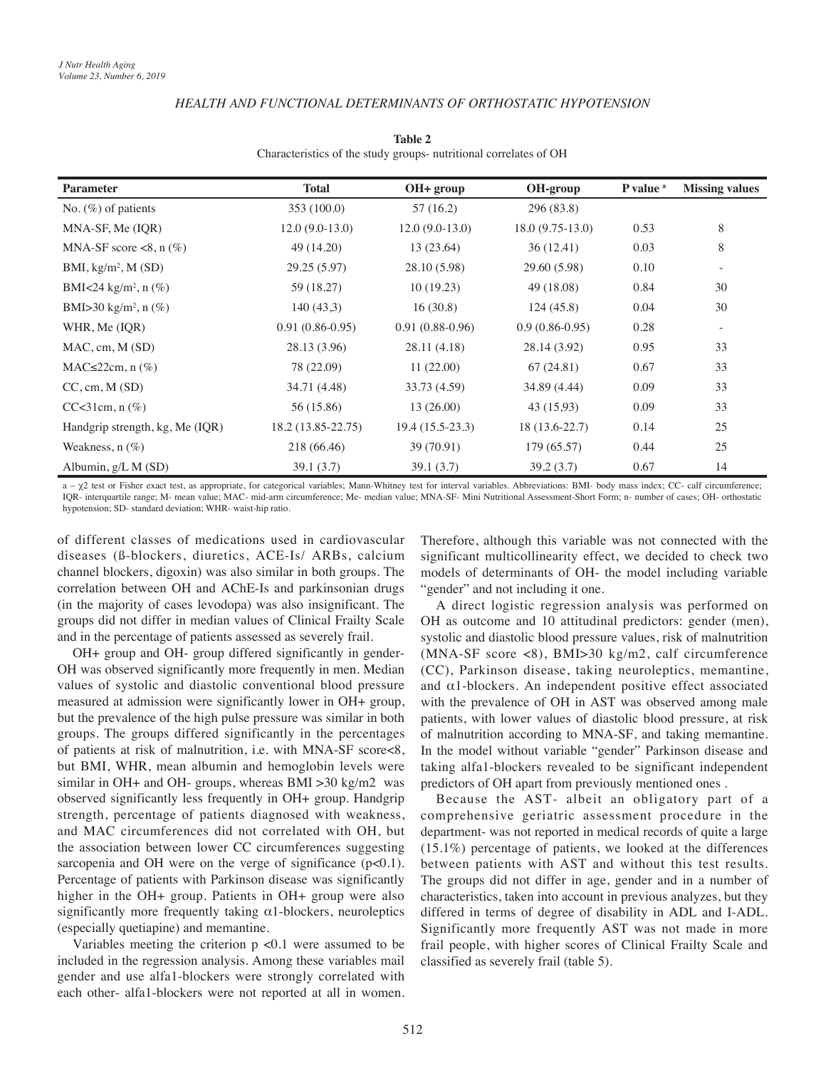**Table 2**
Characteristics of the study groups- nutritional correlates of OH

| Parameter | Total | OH+ group | OH-group | P value [a] | Missing values |
|---|---|---|---|---|---|
| No. (%) of patients | 353 (100.0) | 57 (16.2) | 296 (83.8) | | |
| MNA-SF, Me (IQR) | 12.0 (9.0-13.0) | 12.0 (9.0-13.0) | 18.0 (9.75-13.0) | 0.53 | 8 |
| MNA-SF score <8, n (%) | 49 (14.20) | 13 (23.64) | 36 (12.41) | 0.03 | 8 |
| BMI, kg/m$^2$, M (SD) | 29.25 (5.97) | 28.10 (5.98) | 29.60 (5.98) | 0.10 | - |
| BMI<24 kg/m$^2$, n (%) | 59 (18.27) | 10 (19.23) | 49 (18.08) | 0.84 | 30 |
| BMI>30 kg/m$^2$, n (%) | 140 (43,3) | 16 (30.8) | 124 (45.8) | 0.04 | 30 |
| WHR, Me (IQR) | 0.91 (0.86-0.95) | 0.91 (0.88-0.96) | 0.9 (0.86-0.95) | 0.28 | - |
| MAC, cm, M (SD) | 28.13 (3.96) | 28.11 (4.18) | 28.14 (3.92) | 0.95 | 33 |
| MAC≤22cm, n (%) | 78 (22.09) | 11 (22.00) | 67 (24.81) | 0.67 | 33 |
| CC, cm, M (SD) | 34.71 (4.48) | 33.73 (4.59) | 34.89 (4.44) | 0.09 | 33 |
| CC<31cm, n (%) | 56 (15.86) | 13 (26.00) | 43 (15,93) | 0.09 | 33 |
| Handgrip strength, kg, Me (IQR) | 18.2 (13.85-22.75) | 19.4 (15.5-23.3) | 18 (13.6-22.7) | 0.14 | 25 |
| Weakness, n (%) | 218 (66.46) | 39 (70.91) | 179 (65.57) | 0.44 | 25 |
| Albumin, g/L M (SD) | 39.1 (3.7) | 39.1 (3.7) | 39.2 (3.7) | 0.67 | 14 |

a – $\chi 2$ test or Fisher exact test, as appropriate, for categorical variables; Mann-Whitney test for interval variables. Abbreviations: BMI- body mass index; CC- calf circumference; IQR- interquartile range; M- mean value; MAC- mid-arm circumference; Me- median value; MNA-SF- Mini Nutritional Assessment-Short Form; n- number of cases; OH- orthostatic hypotension; SD- standard deviation; WHR- waist-hip ratio.

of different classes of medications used in cardiovascular diseases (ß-blockers, diuretics, ACE-Is/ ARBs, calcium channel blockers, digoxin) was also similar in both groups. The correlation between OH and AChE-Is and parkinsonian drugs (in the majority of cases levodopa) was also insignificant. The groups did not differ in median values of Clinical Frailty Scale and in the percentage of patients assessed as severely frail.

OH+ group and OH- group differed significantly in gender- OH was observed significantly more frequently in men. Median values of systolic and diastolic conventional blood pressure measured at admission were significantly lower in OH+ group, but the prevalence of the high pulse pressure was similar in both groups. The groups differed significantly in the percentages of patients at risk of malnutrition, i.e. with MNA-SF score<8, but BMI, WHR, mean albumin and hemoglobin levels were similar in OH+ and OH- groups, whereas BMI >30 kg/m2 was observed significantly less frequently in OH+ group. Handgrip strength, percentage of patients diagnosed with weakness, and MAC circumferences did not correlated with OH, but the association between lower CC circumferences suggesting sarcopenia and OH were on the verge of significance ($p<0.1$). Percentage of patients with Parkinson disease was significantly higher in the OH+ group. Patients in OH+ group were also significantly more frequently taking $\alpha 1$-blockers, neuroleptics (especially quetiapine) and memantine.

Variables meeting the criterion $p < 0.1$ were assumed to be included in the regression analysis. Among these variables mail gender and use alfa1-blockers were strongly correlated with each other- alfa1-blockers were not reported at all in women. Therefore, although this variable was not connected with the significant multicollinearity effect, we decided to check two models of determinants of OH- the model including variable "gender" and not including it one.

A direct logistic regression analysis was performed on OH as outcome and 10 attitudinal predictors: gender (men), systolic and diastolic blood pressure values, risk of malnutrition (MNA-SF score <8), BMI>30 kg/m2, calf circumference (CC), Parkinson disease, taking neuroleptics, memantine, and $\alpha 1$-blockers. An independent positive effect associated with the prevalence of OH in AST was observed among male patients, with lower values of diastolic blood pressure, at risk of malnutrition according to MNA-SF, and taking memantine. In the model without variable "gender" Parkinson disease and taking alfa1-blockers revealed to be significant independent predictors of OH apart from previously mentioned ones .

Because the AST- albeit an obligatory part of a comprehensive geriatric assessment procedure in the department- was not reported in medical records of quite a large (15.1%) percentage of patients, we looked at the differences between patients with AST and without this test results. The groups did not differ in age, gender and in a number of characteristics, taken into account in previous analyzes, but they differed in terms of degree of disability in ADL and I-ADL. Significantly more frequently AST was not made in more frail people, with higher scores of Clinical Frailty Scale and classified as severely frail (table 5).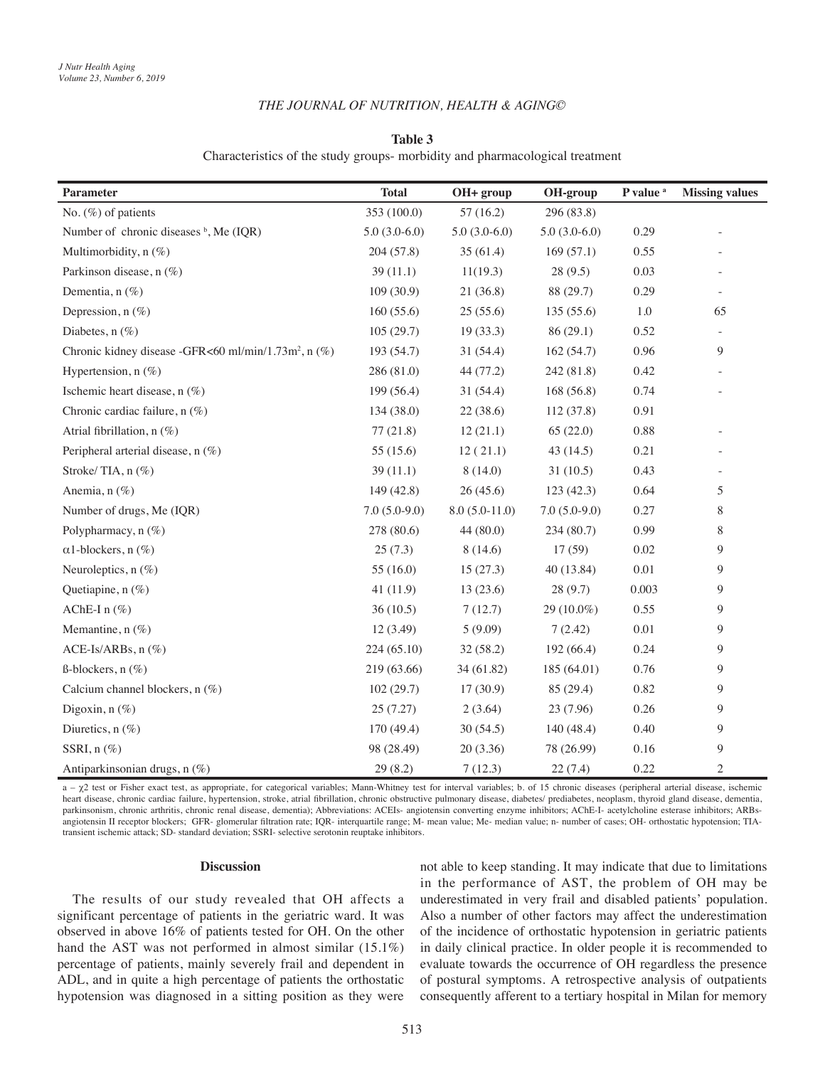**Table 3**

Characteristics of the study groups- morbidity and pharmacological treatment

| Parameter | Total | OH+ group | OH-group | P value [a] | Missing values |
|---|---|---|---|---|---|
| No. (%) of patients | 353 (100.0) | 57 (16.2) | 296 (83.8) | | |
| Number of chronic diseases [b], Me (IQR) | 5.0 (3.0-6.0) | 5.0 (3.0-6.0) | 5.0 (3.0-6.0) | 0.29 | - |
| Multimorbidity, n (%) | 204 (57.8) | 35 (61.4) | 169 (57.1) | 0.55 | - |
| Parkinson disease, n (%) | 39 (11.1) | 11(19.3) | 28 (9.5) | 0.03 | - |
| Dementia, n (%) | 109 (30.9) | 21 (36.8) | 88 (29.7) | 0.29 | - |
| Depression, n (%) | 160 (55.6) | 25 (55.6) | 135 (55.6) | 1.0 | 65 |
| Diabetes, n (%) | 105 (29.7) | 19 (33.3) | 86 (29.1) | 0.52 | - |
| Chronic kidney disease -GFR<60 ml/min/1.73m$^2$, n (%) | 193 (54.7) | 31 (54.4) | 162 (54.7) | 0.96 | 9 |
| Hypertension, n (%) | 286 (81.0) | 44 (77.2) | 242 (81.8) | 0.42 | - |
| Ischemic heart disease, n (%) | 199 (56.4) | 31 (54.4) | 168 (56.8) | 0.74 | - |
| Chronic cardiac failure, n (%) | 134 (38.0) | 22 (38.6) | 112 (37.8) | 0.91 | |
| Atrial fibrillation, n (%) | 77 (21.8) | 12 (21.1) | 65 (22.0) | 0.88 | - |
| Peripheral arterial disease, n (%) | 55 (15.6) | 12 ( 21.1) | 43 (14.5) | 0.21 | - |
| Stroke/ TIA, n (%) | 39 (11.1) | 8 (14.0) | 31 (10.5) | 0.43 | - |
| Anemia, n (%) | 149 (42.8) | 26 (45.6) | 123 (42.3) | 0.64 | 5 |
| Number of drugs, Me (IQR) | 7.0 (5.0-9.0) | 8.0 (5.0-11.0) | 7.0 (5.0-9.0) | 0.27 | 8 |
| Polypharmacy, n (%) | 278 (80.6) | 44 (80.0) | 234 (80.7) | 0.99 | 8 |
| α1-blockers, n (%) | 25 (7.3) | 8 (14.6) | 17 (59) | 0.02 | 9 |
| Neuroleptics, n (%) | 55 (16.0) | 15 (27.3) | 40 (13.84) | 0.01 | 9 |
| Quetiapine, n (%) | 41 (11.9) | 13 (23.6) | 28 (9.7) | 0.003 | 9 |
| AChE-I n (%) | 36 (10.5) | 7 (12.7) | 29 (10.0%) | 0.55 | 9 |
| Memantine, n (%) | 12 (3.49) | 5 (9.09) | 7 (2.42) | 0.01 | 9 |
| ACE-Is/ARBs, n (%) | 224 (65.10) | 32 (58.2) | 192 (66.4) | 0.24 | 9 |
| ß-blockers, n (%) | 219 (63.66) | 34 (61.82) | 185 (64.01) | 0.76 | 9 |
| Calcium channel blockers, n (%) | 102 (29.7) | 17 (30.9) | 85 (29.4) | 0.82 | 9 |
| Digoxin, n (%) | 25 (7.27) | 2 (3.64) | 23 (7.96) | 0.26 | 9 |
| Diuretics, n (%) | 170 (49.4) | 30 (54.5) | 140 (48.4) | 0.40 | 9 |
| SSRI, n (%) | 98 (28.49) | 20 (3.36) | 78 (26.99) | 0.16 | 9 |
| Antiparkinsonian drugs, n (%) | 29 (8.2) | 7 (12.3) | 22 (7.4) | 0.22 | 2 |

a – $\chi2$ test or Fisher exact test, as appropriate, for categorical variables; Mann-Whitney test for interval variables; b. of 15 chronic diseases (peripheral arterial disease, ischemic heart disease, chronic cardiac failure, hypertension, stroke, atrial fibrillation, chronic obstructive pulmonary disease, diabetes/ prediabetes, neoplasm, thyroid gland disease, dementia, parkinsonism, chronic arthritis, chronic renal disease, dementia); Abbreviations: ACEIs- angiotensin converting enzyme inhibitors; AChE-I- acetylcholine esterase inhibitors; ARBs- angiotensin II receptor blockers; GFR- glomerular filtration rate; IQR- interquartile range; M- mean value; Me- median value; n- number of cases; OH- orthostatic hypotension; TIA- transient ischemic attack; SD- standard deviation; SSRI- selective serotonin reuptake inhibitors.

## Discussion

The results of our study revealed that OH affects a significant percentage of patients in the geriatric ward. It was observed in above 16% of patients tested for OH. On the other hand the AST was not performed in almost similar (15.1%) percentage of patients, mainly severely frail and dependent in ADL, and in quite a high percentage of patients the orthostatic hypotension was diagnosed in a sitting position as they were not able to keep standing. It may indicate that due to limitations in the performance of AST, the problem of OH may be underestimated in very frail and disabled patients' population. Also a number of other factors may affect the underestimation of the incidence of orthostatic hypotension in geriatric patients in daily clinical practice. In older people it is recommended to evaluate towards the occurrence of OH regardless the presence of postural symptoms. A retrospective analysis of outpatients consequently afferent to a tertiary hospital in Milan for memory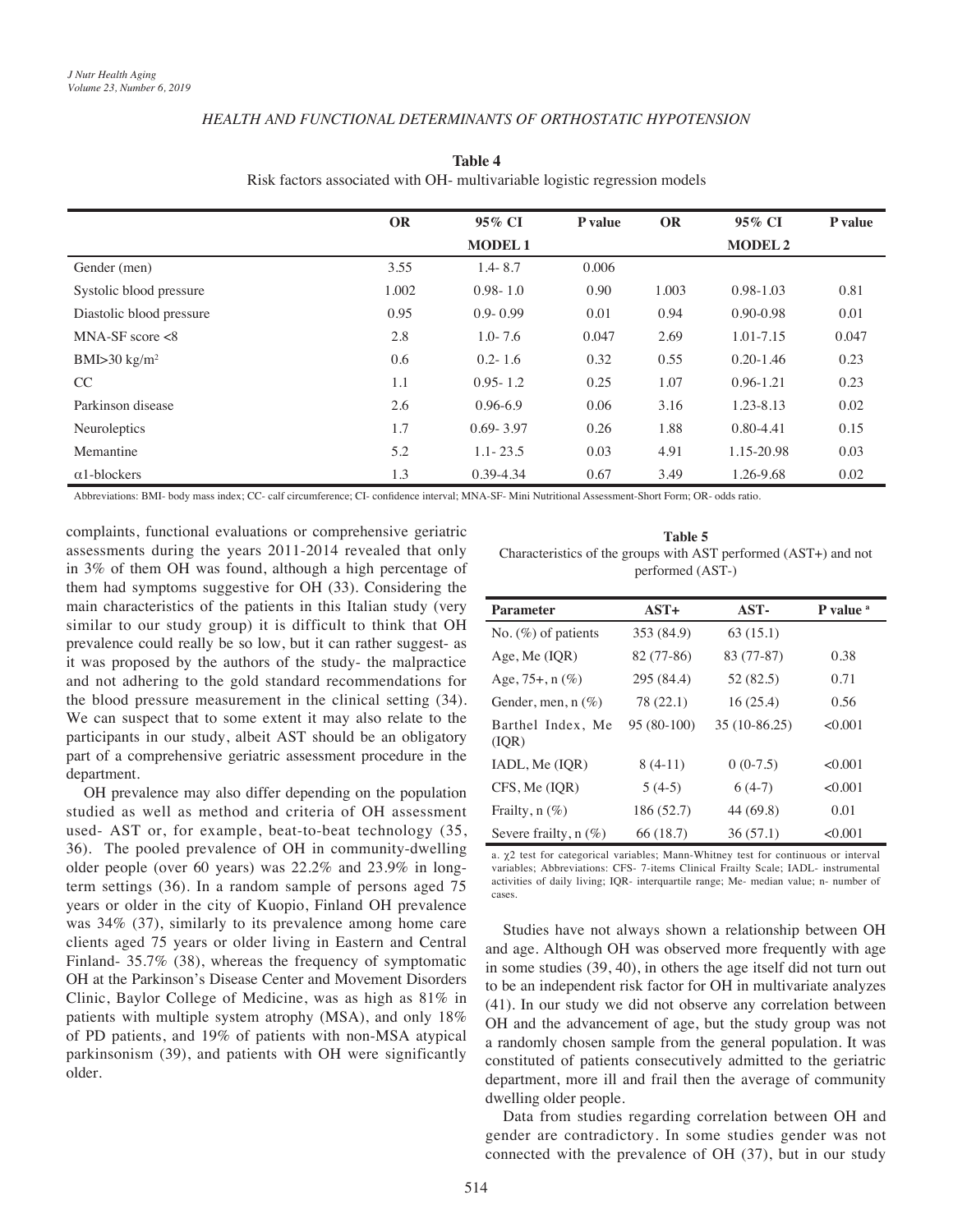**Table 4**
Risk factors associated with OH- multivariable logistic regression models

| | OR | 95% CI | P value | OR | 95% CI | P value |
|---|---|---|---|---|---|---|
| | | MODEL 1 | | | MODEL 2 | |
| Gender (men) | 3.55 | 1.4- 8.7 | 0.006 | | | |
| Systolic blood pressure | 1.002 | 0.98- 1.0 | 0.90 | 1.003 | 0.98-1.03 | 0.81 |
| Diastolic blood pressure | 0.95 | 0.9- 0.99 | 0.01 | 0.94 | 0.90-0.98 | 0.01 |
| MNA-SF score <8 | 2.8 | 1.0- 7.6 | 0.047 | 2.69 | 1.01-7.15 | 0.047 |
| BMI>30 kg/m$^2$ | 0.6 | 0.2- 1.6 | 0.32 | 0.55 | 0.20-1.46 | 0.23 |
| CC | 1.1 | 0.95- 1.2 | 0.25 | 1.07 | 0.96-1.21 | 0.23 |
| Parkinson disease | 2.6 | 0.96-6.9 | 0.06 | 3.16 | 1.23-8.13 | 0.02 |
| Neuroleptics | 1.7 | 0.69- 3.97 | 0.26 | 1.88 | 0.80-4.41 | 0.15 |
| Memantine | 5.2 | 1.1- 23.5 | 0.03 | 4.91 | 1.15-20.98 | 0.03 |
| $\alpha$1-blockers | 1.3 | 0.39-4.34 | 0.67 | 3.49 | 1.26-9.68 | 0.02 |

Abbreviations: BMI- body mass index; CC- calf circumference; CI- confidence interval; MNA-SF- Mini Nutritional Assessment-Short Form; OR- odds ratio.

complaints, functional evaluations or comprehensive geriatric assessments during the years 2011-2014 revealed that only in 3% of them OH was found, although a high percentage of them had symptoms suggestive for OH (33). Considering the main characteristics of the patients in this Italian study (very similar to our study group) it is difficult to think that OH prevalence could really be so low, but it can rather suggest- as it was proposed by the authors of the study- the malpractice and not adhering to the gold standard recommendations for the blood pressure measurement in the clinical setting (34). We can suspect that to some extent it may also relate to the participants in our study, albeit AST should be an obligatory part of a comprehensive geriatric assessment procedure in the department.

OH prevalence may also differ depending on the population studied as well as method and criteria of OH assessment used- AST or, for example, beat-to-beat technology (35, 36). The pooled prevalence of OH in community-dwelling older people (over 60 years) was 22.2% and 23.9% in long-term settings (36). In a random sample of persons aged 75 years or older in the city of Kuopio, Finland OH prevalence was 34% (37), similarly to its prevalence among home care clients aged 75 years or older living in Eastern and Central Finland- 35.7% (38), whereas the frequency of symptomatic OH at the Parkinson's Disease Center and Movement Disorders Clinic, Baylor College of Medicine, was as high as 81% in patients with multiple system atrophy (MSA), and only 18% of PD patients, and 19% of patients with non-MSA atypical parkinsonism (39), and patients with OH were significantly older.

**Table 5**
Characteristics of the groups with AST performed (AST+) and not performed (AST-)

| Parameter | AST+ | AST- | P value [a] |
|---|---|---|---|
| No. (%) of patients | 353 (84.9) | 63 (15.1) | |
| Age, Me (IQR) | 82 (77-86) | 83 (77-87) | 0.38 |
| Age, 75+, n (%) | 295 (84.4) | 52 (82.5) | 0.71 |
| Gender, men, n (%) | 78 (22.1) | 16 (25.4) | 0.56 |
| Barthel Index, Me (IQR) | 95 (80-100) | 35 (10-86.25) | <0.001 |
| IADL, Me (IQR) | 8 (4-11) | 0 (0-7.5) | <0.001 |
| CFS, Me (IQR) | 5 (4-5) | 6 (4-7) | <0.001 |
| Frailty, n (%) | 186 (52.7) | 44 (69.8) | 0.01 |
| Severe frailty, n (%) | 66 (18.7) | 36 (57.1) | <0.001 |

a. $\chi$2 test for categorical variables; Mann-Whitney test for continuous or interval variables; Abbreviations: CFS- 7-items Clinical Frailty Scale; IADL- instrumental activities of daily living; IQR- interquartile range; Me- median value; n- number of cases.

Studies have not always shown a relationship between OH and age. Although OH was observed more frequently with age in some studies (39, 40), in others the age itself did not turn out to be an independent risk factor for OH in multivariate analyzes (41). In our study we did not observe any correlation between OH and the advancement of age, but the study group was not a randomly chosen sample from the general population. It was constituted of patients consecutively admitted to the geriatric department, more ill and frail then the average of community dwelling older people.

Data from studies regarding correlation between OH and gender are contradictory. In some studies gender was not connected with the prevalence of OH (37), but in our study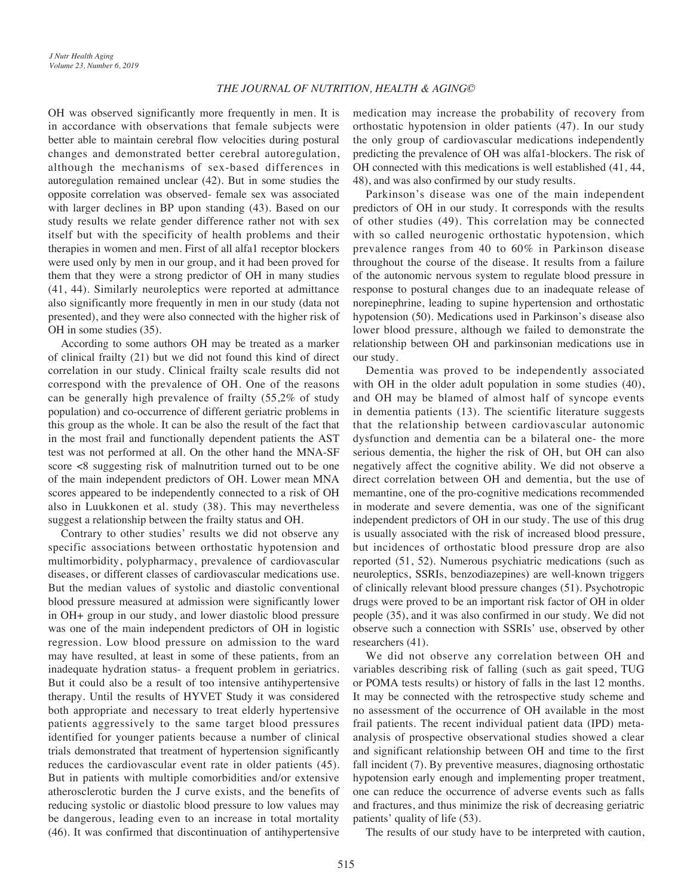OH was observed significantly more frequently in men. It is in accordance with observations that female subjects were better able to maintain cerebral flow velocities during postural changes and demonstrated better cerebral autoregulation, although the mechanisms of sex-based differences in autoregulation remained unclear (42). But in some studies the opposite correlation was observed- female sex was associated with larger declines in BP upon standing (43). Based on our study results we relate gender difference rather not with sex itself but with the specificity of health problems and their therapies in women and men. First of all alfa1 receptor blockers were used only by men in our group, and it had been proved for them that they were a strong predictor of OH in many studies (41, 44). Similarly neuroleptics were reported at admittance also significantly more frequently in men in our study (data not presented), and they were also connected with the higher risk of OH in some studies (35).

According to some authors OH may be treated as a marker of clinical frailty (21) but we did not found this kind of direct correlation in our study. Clinical frailty scale results did not correspond with the prevalence of OH. One of the reasons can be generally high prevalence of frailty (55,2% of study population) and co-occurrence of different geriatric problems in this group as the whole. It can be also the result of the fact that in the most frail and functionally dependent patients the AST test was not performed at all. On the other hand the MNA-SF score <8 suggesting risk of malnutrition turned out to be one of the main independent predictors of OH. Lower mean MNA scores appeared to be independently connected to a risk of OH also in Luukkonen et al. study (38). This may nevertheless suggest a relationship between the frailty status and OH.

Contrary to other studies' results we did not observe any specific associations between orthostatic hypotension and multimorbidity, polypharmacy, prevalence of cardiovascular diseases, or different classes of cardiovascular medications use. But the median values of systolic and diastolic conventional blood pressure measured at admission were significantly lower in OH+ group in our study, and lower diastolic blood pressure was one of the main independent predictors of OH in logistic regression. Low blood pressure on admission to the ward may have resulted, at least in some of these patients, from an inadequate hydration status- a frequent problem in geriatrics. But it could also be a result of too intensive antihypertensive therapy. Until the results of HYVET Study it was considered both appropriate and necessary to treat elderly hypertensive patients aggressively to the same target blood pressures identified for younger patients because a number of clinical trials demonstrated that treatment of hypertension significantly reduces the cardiovascular event rate in older patients (45). But in patients with multiple comorbidities and/or extensive atherosclerotic burden the J curve exists, and the benefits of reducing systolic or diastolic blood pressure to low values may be dangerous, leading even to an increase in total mortality (46). It was confirmed that discontinuation of antihypertensive medication may increase the probability of recovery from orthostatic hypotension in older patients (47). In our study the only group of cardiovascular medications independently predicting the prevalence of OH was alfa1-blockers. The risk of OH connected with this medications is well established (41, 44, 48), and was also confirmed by our study results.

Parkinson's disease was one of the main independent predictors of OH in our study. It corresponds with the results of other studies (49). This correlation may be connected with so called neurogenic orthostatic hypotension, which prevalence ranges from 40 to 60% in Parkinson disease throughout the course of the disease. It results from a failure of the autonomic nervous system to regulate blood pressure in response to postural changes due to an inadequate release of norepinephrine, leading to supine hypertension and orthostatic hypotension (50). Medications used in Parkinson's disease also lower blood pressure, although we failed to demonstrate the relationship between OH and parkinsonian medications use in our study.

Dementia was proved to be independently associated with OH in the older adult population in some studies (40), and OH may be blamed of almost half of syncope events in dementia patients (13). The scientific literature suggests that the relationship between cardiovascular autonomic dysfunction and dementia can be a bilateral one- the more serious dementia, the higher the risk of OH, but OH can also negatively affect the cognitive ability. We did not observe a direct correlation between OH and dementia, but the use of memantine, one of the pro-cognitive medications recommended in moderate and severe dementia, was one of the significant independent predictors of OH in our study. The use of this drug is usually associated with the risk of increased blood pressure, but incidences of orthostatic blood pressure drop are also reported (51, 52). Numerous psychiatric medications (such as neuroleptics, SSRIs, benzodiazepines) are well-known triggers of clinically relevant blood pressure changes (51). Psychotropic drugs were proved to be an important risk factor of OH in older people (35), and it was also confirmed in our study. We did not observe such a connection with SSRIs' use, observed by other researchers (41).

We did not observe any correlation between OH and variables describing risk of falling (such as gait speed, TUG or POMA tests results) or history of falls in the last 12 months. It may be connected with the retrospective study scheme and no assessment of the occurrence of OH available in the most frail patients. The recent individual patient data (IPD) meta-analysis of prospective observational studies showed a clear and significant relationship between OH and time to the first fall incident (7). By preventive measures, diagnosing orthostatic hypotension early enough and implementing proper treatment, one can reduce the occurrence of adverse events such as falls and fractures, and thus minimize the risk of decreasing geriatric patients' quality of life (53).

The results of our study have to be interpreted with caution,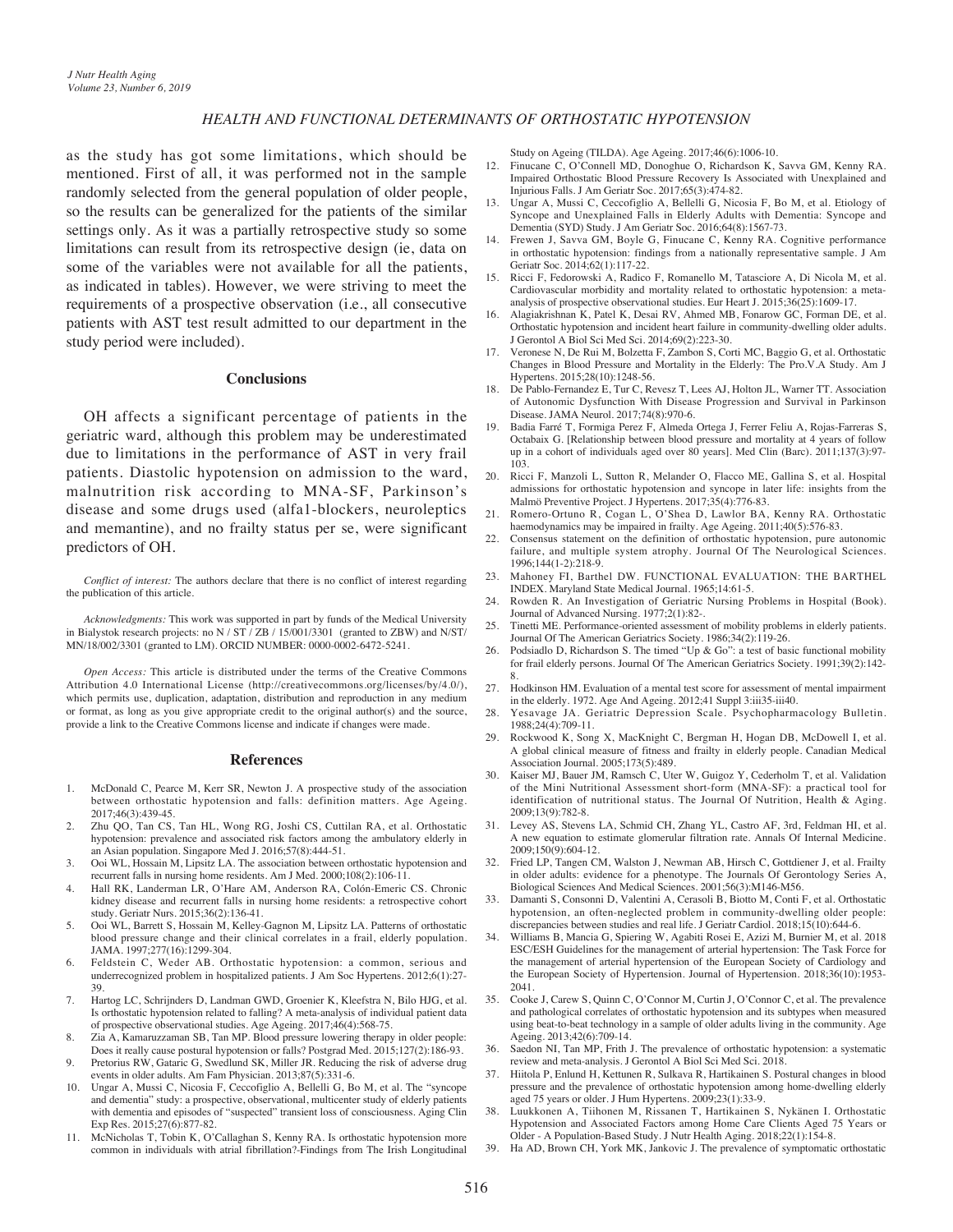as the study has got some limitations, which should be mentioned. First of all, it was performed not in the sample randomly selected from the general population of older people, so the results can be generalized for the patients of the similar settings only. As it was a partially retrospective study so some limitations can result from its retrospective design (ie, data on some of the variables were not available for all the patients, as indicated in tables). However, we were striving to meet the requirements of a prospective observation (i.e., all consecutive patients with AST test result admitted to our department in the study period were included).

## Conclusions

OH affects a significant percentage of patients in the geriatric ward, although this problem may be underestimated due to limitations in the performance of AST in very frail patients. Diastolic hypotension on admission to the ward, malnutrition risk according to MNA-SF, Parkinson's disease and some drugs used (alfa1-blockers, neuroleptics and memantine), and no frailty status per se, were significant predictors of OH.

*Conflict of interest:* The authors declare that there is no conflict of interest regarding the publication of this article.

*Acknowledgments:* This work was supported in part by funds of the Medical University in Bialystok research projects: no N / ST / ZB / 15/001/3301 (granted to ZBW) and N/ST/MN/18/002/3301 (granted to LM). ORCID NUMBER: 0000-0002-6472-5241.

*Open Access:* This article is distributed under the terms of the Creative Commons Attribution 4.0 International License (http://creativecommons.org/licenses/by/4.0/), which permits use, duplication, adaptation, distribution and reproduction in any medium or format, as long as you give appropriate credit to the original author(s) and the source, provide a link to the Creative Commons license and indicate if changes were made.

## References

1. McDonald C, Pearce M, Kerr SR, Newton J. A prospective study of the association between orthostatic hypotension and falls: definition matters. Age Ageing. 2017;46(3):439-45.
2. Zhu QO, Tan CS, Tan HL, Wong RG, Joshi CS, Cuttilan RA, et al. Orthostatic hypotension: prevalence and associated risk factors among the ambulatory elderly in an Asian population. Singapore Med J. 2016;57(8):444-51.
3. Ooi WL, Hossain M, Lipsitz LA. The association between orthostatic hypotension and recurrent falls in nursing home residents. Am J Med. 2000;108(2):106-11.
4. Hall RK, Landerman LR, O'Hare AM, Anderson RA, Colón-Emeric CS. Chronic kidney disease and recurrent falls in nursing home residents: a retrospective cohort study. Geriatr Nurs. 2015;36(2):136-41.
5. Ooi WL, Barrett S, Hossain M, Kelley-Gagnon M, Lipsitz LA. Patterns of orthostatic blood pressure change and their clinical correlates in a frail, elderly population. JAMA. 1997;277(16):1299-304.
6. Feldstein C, Weder AB. Orthostatic hypotension: a common, serious and underrecognized problem in hospitalized patients. J Am Soc Hypertens. 2012;6(1):27-39.
7. Hartog LC, Schrijnders D, Landman GWD, Groenier K, Kleefstra N, Bilo HJG, et al. Is orthostatic hypotension related to falling? A meta-analysis of individual patient data of prospective observational studies. Age Ageing. 2017;46(4):568-75.
8. Zia A, Kamaruzzaman SB, Tan MP. Blood pressure lowering therapy in older people: Does it really cause postural hypotension or falls? Postgrad Med. 2015;127(2):186-93.
9. Pretorius RW, Gataric G, Swedlund SK, Miller JR. Reducing the risk of adverse drug events in older adults. Am Fam Physician. 2013;87(5):331-6.
10. Ungar A, Mussi C, Nicosia F, Ceccofiglio A, Bellelli G, Bo M, et al. The "syncope and dementia" study: a prospective, observational, multicenter study of elderly patients with dementia and episodes of "suspected" transient loss of consciousness. Aging Clin Exp Res. 2015;27(6):877-82.
11. McNicholas T, Tobin K, O'Callaghan S, Kenny RA. Is orthostatic hypotension more common in individuals with atrial fibrillation?-Findings from The Irish Longitudinal Study on Ageing (TILDA). Age Ageing. 2017;46(6):1006-10.
12. Finucane C, O'Connell MD, Donoghue O, Richardson K, Savva GM, Kenny RA. Impaired Orthostatic Blood Pressure Recovery Is Associated with Unexplained and Injurious Falls. J Am Geriatr Soc. 2017;65(3):474-82.
13. Ungar A, Mussi C, Ceccofiglio A, Bellelli G, Nicosia F, Bo M, et al. Etiology of Syncope and Unexplained Falls in Elderly Adults with Dementia: Syncope and Dementia (SYD) Study. J Am Geriatr Soc. 2016;64(8):1567-73.
14. Frewen J, Savva GM, Boyle G, Finucane C, Kenny RA. Cognitive performance in orthostatic hypotension: findings from a nationally representative sample. J Am Geriatr Soc. 2014;62(1):117-22.
15. Ricci F, Fedorowski A, Radico F, Romanello M, Tatasciore A, Di Nicola M, et al. Cardiovascular morbidity and mortality related to orthostatic hypotension: a meta-analysis of prospective observational studies. Eur Heart J. 2015;36(25):1609-17.
16. Alagiakrishnan K, Patel K, Desai RV, Ahmed MB, Fonarow GC, Forman DE, et al. Orthostatic hypotension and incident heart failure in community-dwelling older adults. J Gerontol A Biol Sci Med Sci. 2014;69(2):223-30.
17. Veronese N, De Rui M, Bolzetta F, Zambon S, Corti MC, Baggio G, et al. Orthostatic Changes in Blood Pressure and Mortality in the Elderly: The Pro.V.A Study. Am J Hypertens. 2015;28(10):1248-56.
18. De Pablo-Fernandez E, Tur C, Revesz T, Lees AJ, Holton JL, Warner TT. Association of Autonomic Dysfunction With Disease Progression and Survival in Parkinson Disease. JAMA Neurol. 2017;74(8):970-6.
19. Badia Farré T, Formiga Perez F, Almeda Ortega J, Ferrer Feliu A, Rojas-Farreras S, Octabaix G. [Relationship between blood pressure and mortality at 4 years of follow up in a cohort of individuals aged over 80 years]. Med Clin (Barc). 2011;137(3):97-103.
20. Ricci F, Manzoli L, Sutton R, Melander O, Flacco ME, Gallina S, et al. Hospital admissions for orthostatic hypotension and syncope in later life: insights from the Malmö Preventive Project. J Hypertens. 2017;35(4):776-83.
21. Romero-Ortuno R, Cogan L, O'Shea D, Lawlor BA, Kenny RA. Orthostatic haemodynamics may be impaired in frailty. Age Ageing. 2011;40(5):576-83.
22. Consensus statement on the definition of orthostatic hypotension, pure autonomic failure, and multiple system atrophy. Journal Of The Neurological Sciences. 1996;144(1-2):218-9.
23. Mahoney FI, Barthel DW. FUNCTIONAL EVALUATION: THE BARTHEL INDEX. Maryland State Medical Journal. 1965;14:61-5.
24. Rowden R. An Investigation of Geriatric Nursing Problems in Hospital (Book). Journal of Advanced Nursing. 1977;2(1):82-.
25. Tinetti ME. Performance-oriented assessment of mobility problems in elderly patients. Journal Of The American Geriatrics Society. 1986;34(2):119-26.
26. Podsiadlo D, Richardson S. The timed "Up & Go": a test of basic functional mobility for frail elderly persons. Journal Of The American Geriatrics Society. 1991;39(2):142-8.
27. Hodkinson HM. Evaluation of a mental test score for assessment of mental impairment in the elderly. 1972. Age And Ageing. 2012;41 Suppl 3:iii35-iii40.
28. Yesavage JA. Geriatric Depression Scale. Psychopharmacology Bulletin. 1988;24(4):709-11.
29. Rockwood K, Song X, MacKnight C, Bergman H, Hogan DB, McDowell I, et al. A global clinical measure of fitness and frailty in elderly people. Canadian Medical Association Journal. 2005;173(5):489.
30. Kaiser MJ, Bauer JM, Ramsch C, Uter W, Guigoz Y, Cederholm T, et al. Validation of the Mini Nutritional Assessment short-form (MNA-SF): a practical tool for identification of nutritional status. The Journal Of Nutrition, Health & Aging. 2009;13(9):782-8.
31. Levey AS, Stevens LA, Schmid CH, Zhang YL, Castro AF, 3rd, Feldman HI, et al. A new equation to estimate glomerular filtration rate. Annals Of Internal Medicine. 2009;150(9):604-12.
32. Fried LP, Tangen CM, Walston J, Newman AB, Hirsch C, Gottdiener J, et al. Frailty in older adults: evidence for a phenotype. The Journals Of Gerontology Series A, Biological Sciences And Medical Sciences. 2001;56(3):M146-M56.
33. Damanti S, Consonni D, Valentini A, Cerasoli B, Biotto M, Conti F, et al. Orthostatic hypotension, an often-neglected problem in community-dwelling older people: discrepancies between studies and real life. J Geriatr Cardiol. 2018;15(10):644-6.
34. Williams B, Mancia G, Spiering W, Agabiti Rosei E, Azizi M, Burnier M, et al. 2018 ESC/ESH Guidelines for the management of arterial hypertension: The Task Force for the management of arterial hypertension of the European Society of Cardiology and the European Society of Hypertension. Journal of Hypertension. 2018;36(10):1953-2041.
35. Cooke J, Carew S, Quinn C, O'Connor M, Curtin J, O'Connor C, et al. The prevalence and pathological correlates of orthostatic hypotension and its subtypes when measured using beat-to-beat technology in a sample of older adults living in the community. Age Ageing. 2013;42(6):709-14.
36. Saedon NI, Tan MP, Frith J. The prevalence of orthostatic hypotension: a systematic review and meta-analysis. J Gerontol A Biol Sci Med Sci. 2018.
37. Hiitola P, Enlund H, Kettunen R, Sulkava R, Hartikainen S. Postural changes in blood pressure and the prevalence of orthostatic hypotension among home-dwelling elderly aged 75 years or older. J Hum Hypertens. 2009;23(1):33-9.
38. Luukkonen A, Tiihonen M, Rissanen T, Hartikainen S, Nykänen I. Orthostatic Hypotension and Associated Factors among Home Care Clients Aged 75 Years or Older - A Population-Based Study. J Nutr Health Aging. 2018;22(1):154-8.
39. Ha AD, Brown CH, York MK, Jankovic J. The prevalence of symptomatic orthostatic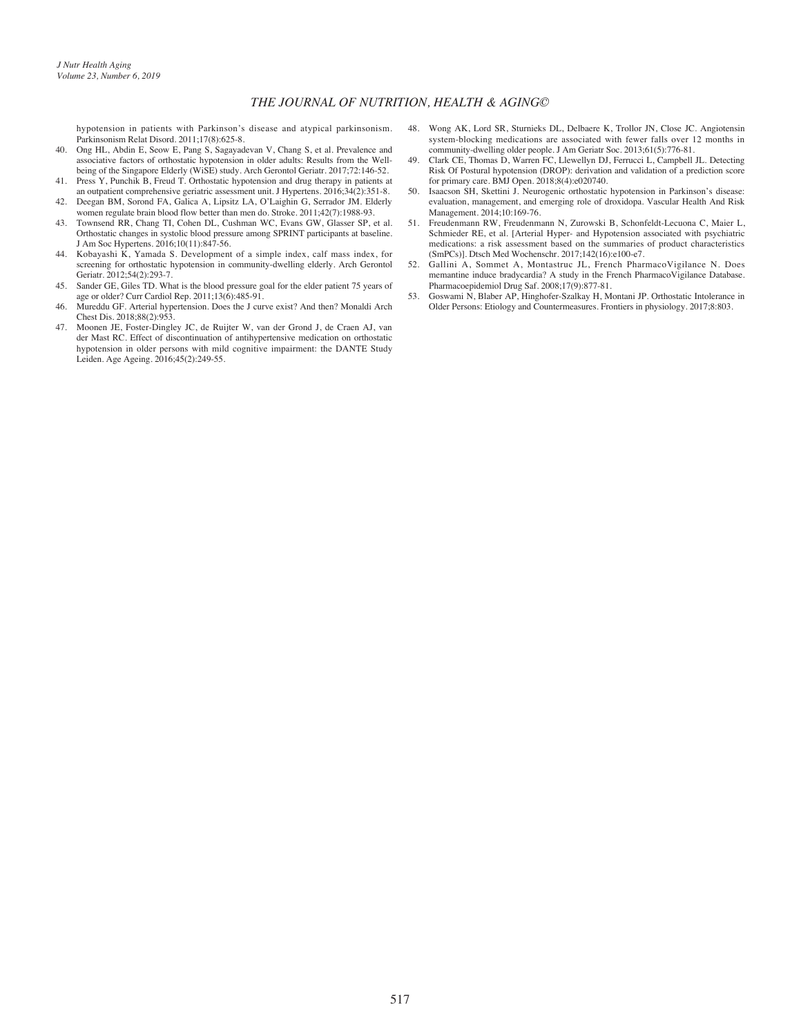hypotension in patients with Parkinson's disease and atypical parkinsonism. Parkinsonism Relat Disord. 2011;17(8):625-8.

40. Ong HL, Abdin E, Seow E, Pang S, Sagayadevan V, Chang S, et al. Prevalence and associative factors of orthostatic hypotension in older adults: Results from the Well-being of the Singapore Elderly (WiSE) study. Arch Gerontol Geriatr. 2017;72:146-52.
41. Press Y, Punchik B, Freud T. Orthostatic hypotension and drug therapy in patients at an outpatient comprehensive geriatric assessment unit. J Hypertens. 2016;34(2):351-8.
42. Deegan BM, Sorond FA, Galica A, Lipsitz LA, O'Laighin G, Serrador JM. Elderly women regulate brain blood flow better than men do. Stroke. 2011;42(7):1988-93.
43. Townsend RR, Chang TI, Cohen DL, Cushman WC, Evans GW, Glasser SP, et al. Orthostatic changes in systolic blood pressure among SPRINT participants at baseline. J Am Soc Hypertens. 2016;10(11):847-56.
44. Kobayashi K, Yamada S. Development of a simple index, calf mass index, for screening for orthostatic hypotension in community-dwelling elderly. Arch Gerontol Geriatr. 2012;54(2):293-7.
45. Sander GE, Giles TD. What is the blood pressure goal for the elder patient 75 years of age or older? Curr Cardiol Rep. 2011;13(6):485-91.
46. Mureddu GF. Arterial hypertension. Does the J curve exist? And then? Monaldi Arch Chest Dis. 2018;88(2):953.
47. Moonen JE, Foster-Dingley JC, de Ruijter W, van der Grond J, de Craen AJ, van der Mast RC. Effect of discontinuation of antihypertensive medication on orthostatic hypotension in older persons with mild cognitive impairment: the DANTE Study Leiden. Age Ageing. 2016;45(2):249-55.
48. Wong AK, Lord SR, Sturnieks DL, Delbaere K, Trollor JN, Close JC. Angiotensin system-blocking medications are associated with fewer falls over 12 months in community-dwelling older people. J Am Geriatr Soc. 2013;61(5):776-81.
49. Clark CE, Thomas D, Warren FC, Llewellyn DJ, Ferrucci L, Campbell JL. Detecting Risk Of Postural hypotension (DROP): derivation and validation of a prediction score for primary care. BMJ Open. 2018;8(4):e020740.
50. Isaacson SH, Skettini J. Neurogenic orthostatic hypotension in Parkinson's disease: evaluation, management, and emerging role of droxidopa. Vascular Health And Risk Management. 2014;10:169-76.
51. Freudenmann RW, Freudenmann N, Zurowski B, Schonfeldt-Lecuona C, Maier L, Schmieder RE, et al. [Arterial Hyper- and Hypotension associated with psychiatric medications: a risk assessment based on the summaries of product characteristics (SmPCs)]. Dtsch Med Wochenschr. 2017;142(16):e100-e7.
52. Gallini A, Sommet A, Montastruc JL, French PharmacoVigilance N. Does memantine induce bradycardia? A study in the French PharmacoVigilance Database. Pharmacoepidemiol Drug Saf. 2008;17(9):877-81.
53. Goswami N, Blaber AP, Hinghofer-Szalkay H, Montani JP. Orthostatic Intolerance in Older Persons: Etiology and Countermeasures. Frontiers in physiology. 2017;8:803.